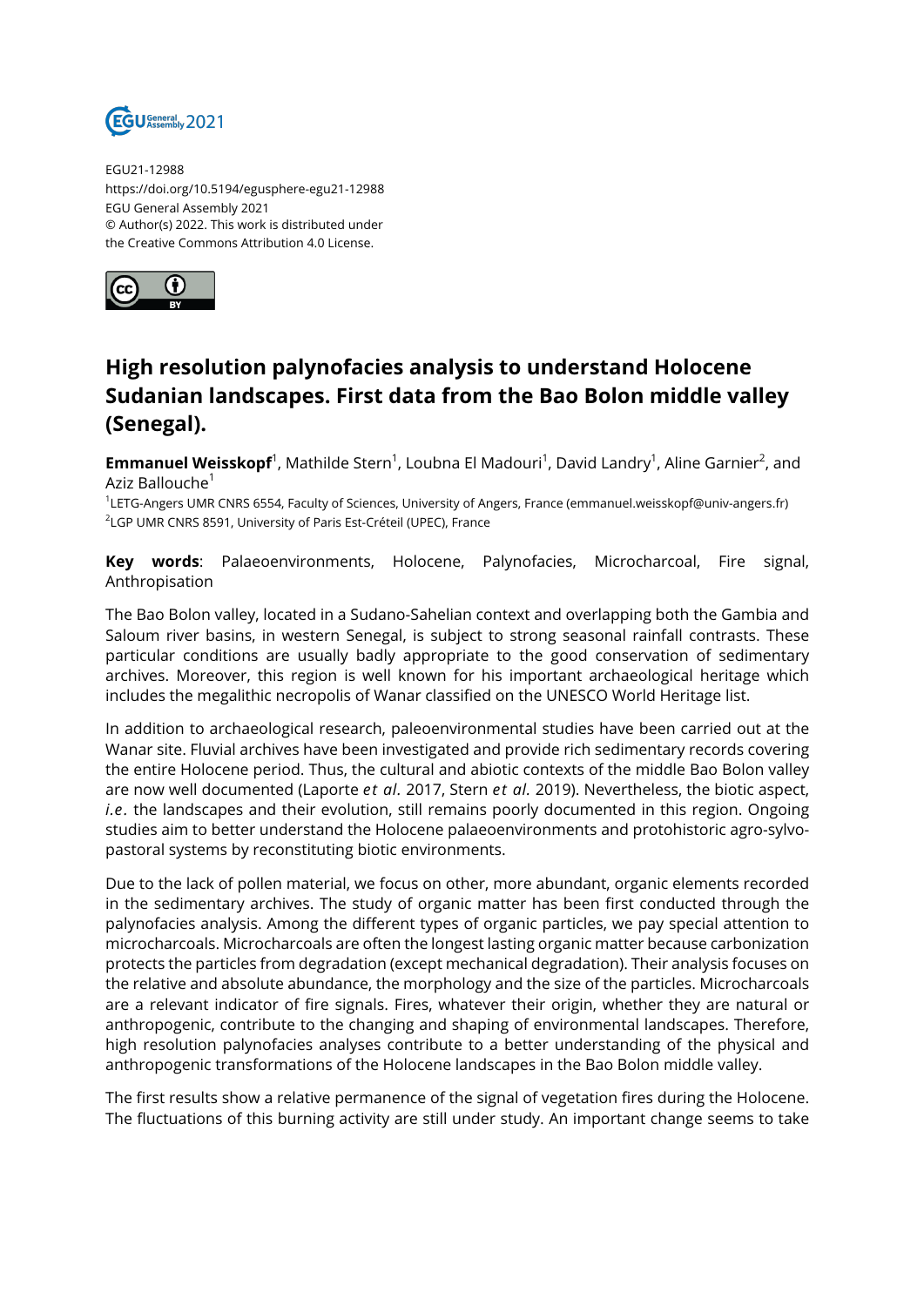EGU21-12988
https://doi.org/10.5194/egusphere-egu21-12988
EGU General Assembly 2021
© Author(s) 2022. This work is distributed under
the Creative Commons Attribution 4.0 License.

# High resolution palynofacies analysis to understand Holocene Sudanian landscapes. First data from the Bao Bolon middle valley (Senegal).

**Emmanuel Weisskopf**[1], Mathilde Stern[1], Loubna El Madouri[1], David Landry[1], Aline Garnier[2], and Aziz Ballouche[1]

[1]LETG-Angers UMR CNRS 6554, Faculty of Sciences, University of Angers, France (emmanuel.weisskopf@univ-angers.fr)
[2]LGP UMR CNRS 8591, University of Paris Est-Créteil (UPEC), France

**Key words**: Palaeoenvironments, Holocene, Palynofacies, Microcharcoal, Fire signal, Anthropisation

The Bao Bolon valley, located in a Sudano-Sahelian context and overlapping both the Gambia and Saloum river basins, in western Senegal, is subject to strong seasonal rainfall contrasts. These particular conditions are usually badly appropriate to the good conservation of sedimentary archives. Moreover, this region is well known for his important archaeological heritage which includes the megalithic necropolis of Wanar classified on the UNESCO World Heritage list.

In addition to archaeological research, paleoenvironmental studies have been carried out at the Wanar site. Fluvial archives have been investigated and provide rich sedimentary records covering the entire Holocene period. Thus, the cultural and abiotic contexts of the middle Bao Bolon valley are now well documented (Laporte *et al.* 2017, Stern *et al.* 2019). Nevertheless, the biotic aspect, *i.e.* the landscapes and their evolution, still remains poorly documented in this region. Ongoing studies aim to better understand the Holocene palaeoenvironments and protohistoric agro-sylvo-pastoral systems by reconstituting biotic environments.

Due to the lack of pollen material, we focus on other, more abundant, organic elements recorded in the sedimentary archives. The study of organic matter has been first conducted through the palynofacies analysis. Among the different types of organic particles, we pay special attention to microcharcoals. Microcharcoals are often the longest lasting organic matter because carbonization protects the particles from degradation (except mechanical degradation). Their analysis focuses on the relative and absolute abundance, the morphology and the size of the particles. Microcharcoals are a relevant indicator of fire signals. Fires, whatever their origin, whether they are natural or anthropogenic, contribute to the changing and shaping of environmental landscapes. Therefore, high resolution palynofacies analyses contribute to a better understanding of the physical and anthropogenic transformations of the Holocene landscapes in the Bao Bolon middle valley.

The first results show a relative permanence of the signal of vegetation fires during the Holocene. The fluctuations of this burning activity are still under study. An important change seems to take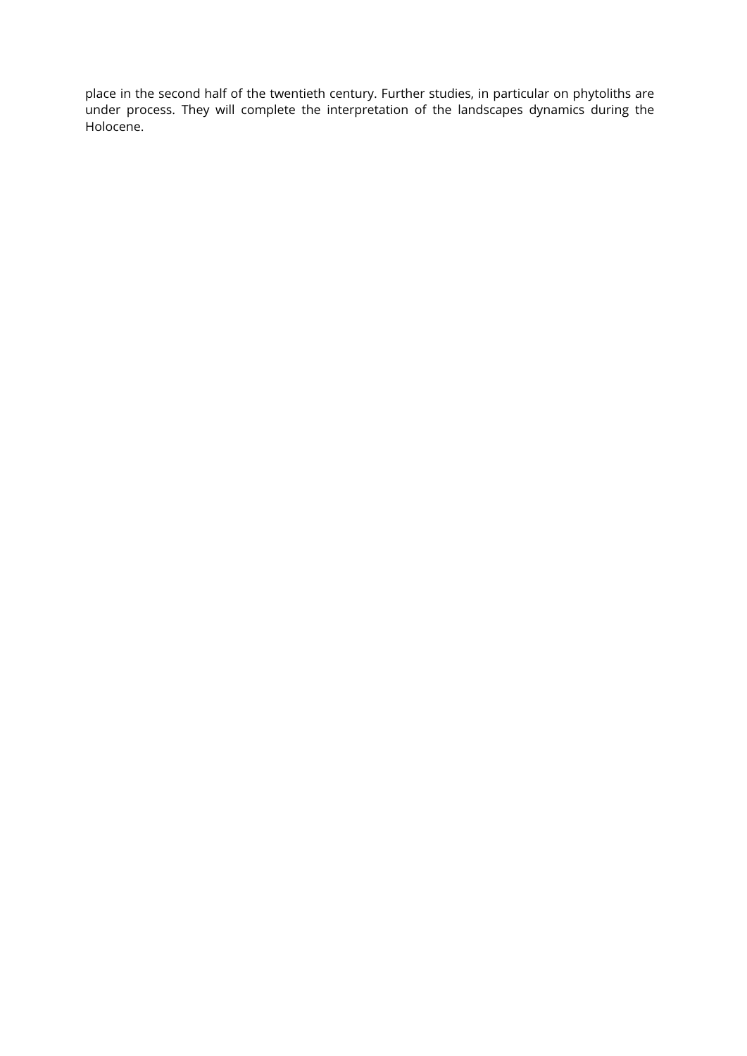place in the second half of the twentieth century. Further studies, in particular on phytoliths are under process. They will complete the interpretation of the landscapes dynamics during the Holocene.